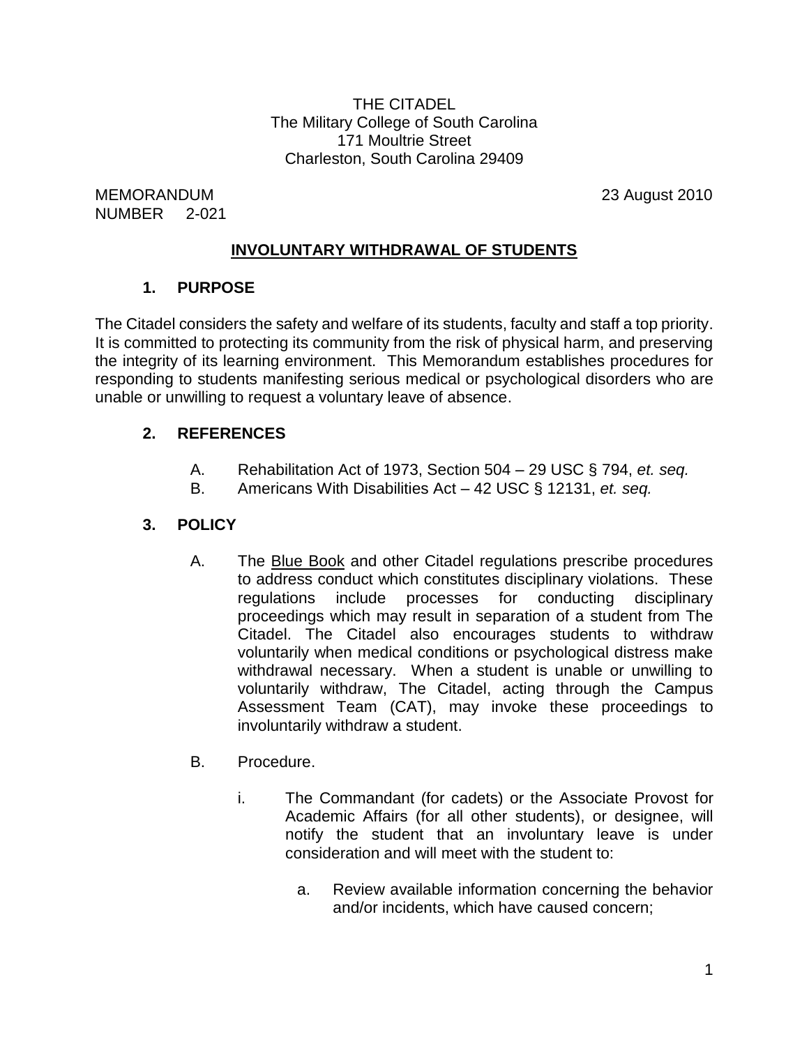THE CITADEL
The Military College of South Carolina
171 Moultrie Street
Charleston, South Carolina 29409

MEMORANDUM
NUMBER 2-021

23 August 2010

# INVOLUNTARY WITHDRAWAL OF STUDENTS

## 1. PURPOSE

The Citadel considers the safety and welfare of its students, faculty and staff a top priority. It is committed to protecting its community from the risk of physical harm, and preserving the integrity of its learning environment. This Memorandum establishes procedures for responding to students manifesting serious medical or psychological disorders who are unable or unwilling to request a voluntary leave of absence.

## 2. REFERENCES

A. Rehabilitation Act of 1973, Section 504 – 29 USC § 794, *et. seq.*

B. Americans With Disabilities Act – 42 USC § 12131, *et. seq.*

## 3. POLICY

A. The Blue Book and other Citadel regulations prescribe procedures to address conduct which constitutes disciplinary violations. These regulations include processes for conducting disciplinary proceedings which may result in separation of a student from The Citadel. The Citadel also encourages students to withdraw voluntarily when medical conditions or psychological distress make withdrawal necessary. When a student is unable or unwilling to voluntarily withdraw, The Citadel, acting through the Campus Assessment Team (CAT), may invoke these proceedings to involuntarily withdraw a student.

B. Procedure.

i. The Commandant (for cadets) or the Associate Provost for Academic Affairs (for all other students), or designee, will notify the student that an involuntary leave is under consideration and will meet with the student to:

a. Review available information concerning the behavior and/or incidents, which have caused concern;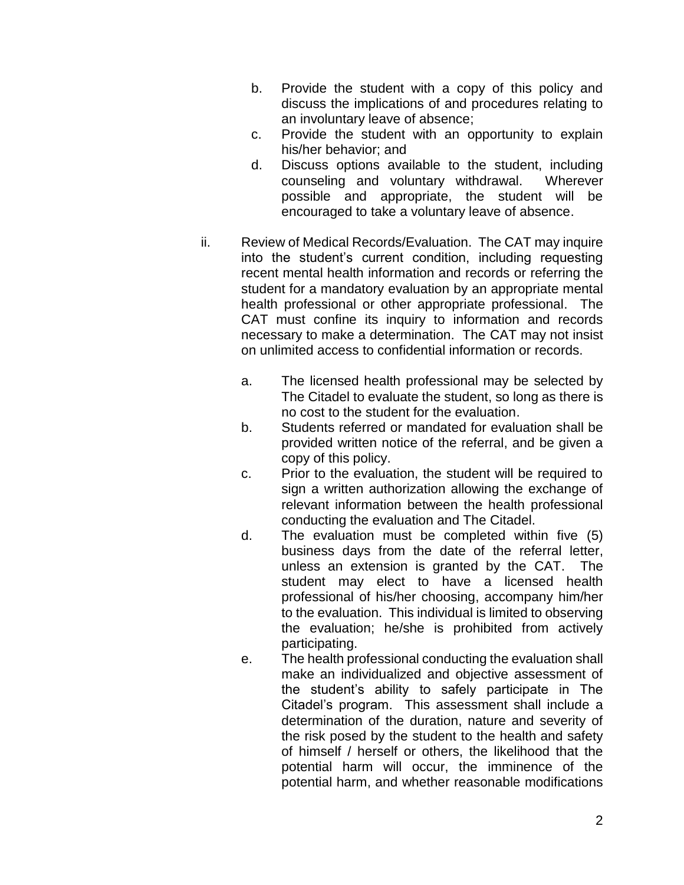b. Provide the student with a copy of this policy and discuss the implications of and procedures relating to an involuntary leave of absence;

c. Provide the student with an opportunity to explain his/her behavior; and

d. Discuss options available to the student, including counseling and voluntary withdrawal. Wherever possible and appropriate, the student will be encouraged to take a voluntary leave of absence.

ii. Review of Medical Records/Evaluation. The CAT may inquire into the student's current condition, including requesting recent mental health information and records or referring the student for a mandatory evaluation by an appropriate mental health professional or other appropriate professional. The CAT must confine its inquiry to information and records necessary to make a determination. The CAT may not insist on unlimited access to confidential information or records.

a. The licensed health professional may be selected by The Citadel to evaluate the student, so long as there is no cost to the student for the evaluation.

b. Students referred or mandated for evaluation shall be provided written notice of the referral, and be given a copy of this policy.

c. Prior to the evaluation, the student will be required to sign a written authorization allowing the exchange of relevant information between the health professional conducting the evaluation and The Citadel.

d. The evaluation must be completed within five (5) business days from the date of the referral letter, unless an extension is granted by the CAT. The student may elect to have a licensed health professional of his/her choosing, accompany him/her to the evaluation. This individual is limited to observing the evaluation; he/she is prohibited from actively participating.

e. The health professional conducting the evaluation shall make an individualized and objective assessment of the student's ability to safely participate in The Citadel's program. This assessment shall include a determination of the duration, nature and severity of the risk posed by the student to the health and safety of himself / herself or others, the likelihood that the potential harm will occur, the imminence of the potential harm, and whether reasonable modifications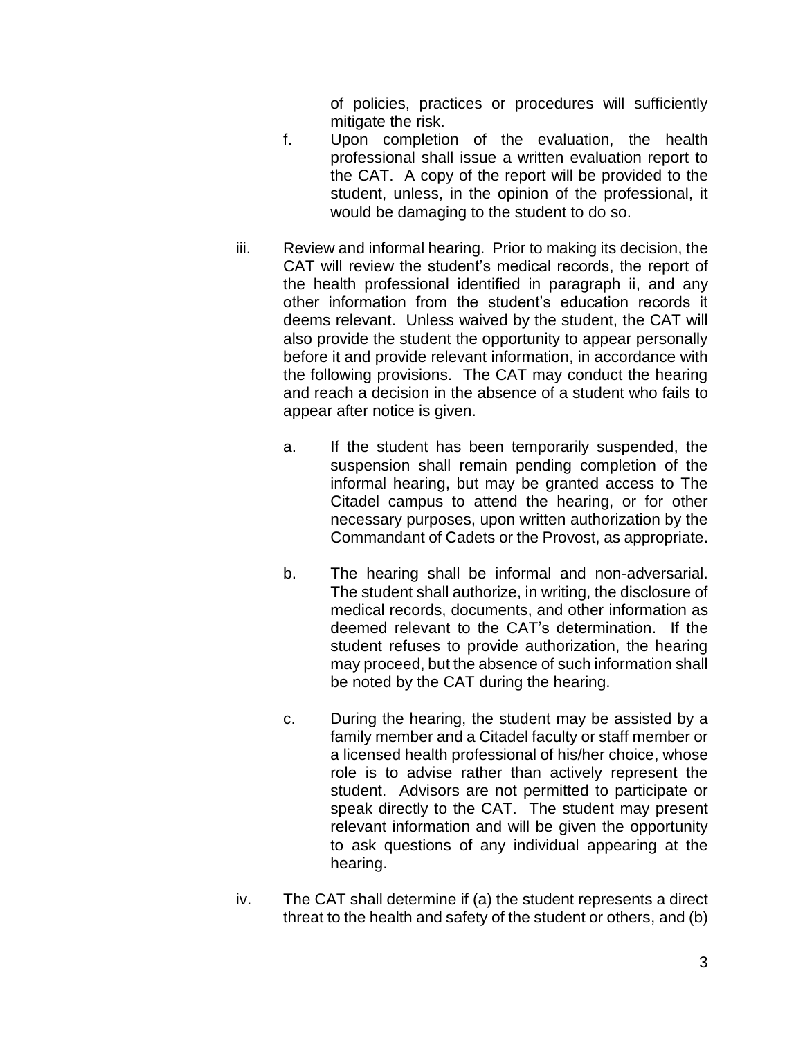of policies, practices or procedures will sufficiently mitigate the risk.

f. Upon completion of the evaluation, the health professional shall issue a written evaluation report to the CAT. A copy of the report will be provided to the student, unless, in the opinion of the professional, it would be damaging to the student to do so.

iii. Review and informal hearing. Prior to making its decision, the CAT will review the student's medical records, the report of the health professional identified in paragraph ii, and any other information from the student's education records it deems relevant. Unless waived by the student, the CAT will also provide the student the opportunity to appear personally before it and provide relevant information, in accordance with the following provisions. The CAT may conduct the hearing and reach a decision in the absence of a student who fails to appear after notice is given.

a. If the student has been temporarily suspended, the suspension shall remain pending completion of the informal hearing, but may be granted access to The Citadel campus to attend the hearing, or for other necessary purposes, upon written authorization by the Commandant of Cadets or the Provost, as appropriate.

b. The hearing shall be informal and non-adversarial. The student shall authorize, in writing, the disclosure of medical records, documents, and other information as deemed relevant to the CAT's determination. If the student refuses to provide authorization, the hearing may proceed, but the absence of such information shall be noted by the CAT during the hearing.

c. During the hearing, the student may be assisted by a family member and a Citadel faculty or staff member or a licensed health professional of his/her choice, whose role is to advise rather than actively represent the student. Advisors are not permitted to participate or speak directly to the CAT. The student may present relevant information and will be given the opportunity to ask questions of any individual appearing at the hearing.

iv. The CAT shall determine if (a) the student represents a direct threat to the health and safety of the student or others, and (b)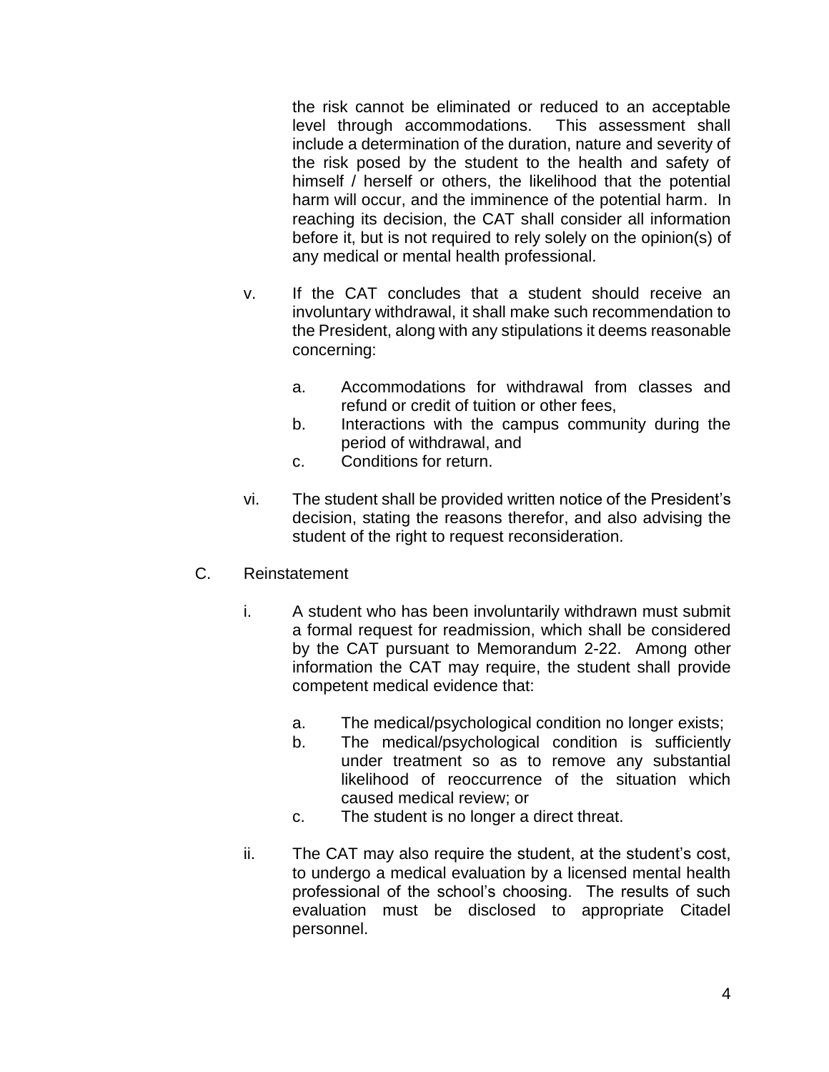the risk cannot be eliminated or reduced to an acceptable level through accommodations. This assessment shall include a determination of the duration, nature and severity of the risk posed by the student to the health and safety of himself / herself or others, the likelihood that the potential harm will occur, and the imminence of the potential harm. In reaching its decision, the CAT shall consider all information before it, but is not required to rely solely on the opinion(s) of any medical or mental health professional.

v. If the CAT concludes that a student should receive an involuntary withdrawal, it shall make such recommendation to the President, along with any stipulations it deems reasonable concerning:

   a. Accommodations for withdrawal from classes and refund or credit of tuition or other fees,
   b. Interactions with the campus community during the period of withdrawal, and
   c. Conditions for return.

vi. The student shall be provided written notice of the President's decision, stating the reasons therefor, and also advising the student of the right to request reconsideration.

C. Reinstatement

i. A student who has been involuntarily withdrawn must submit a formal request for readmission, which shall be considered by the CAT pursuant to Memorandum 2-22. Among other information the CAT may require, the student shall provide competent medical evidence that:

   a. The medical/psychological condition no longer exists;
   b. The medical/psychological condition is sufficiently under treatment so as to remove any substantial likelihood of reoccurrence of the situation which caused medical review; or
   c. The student is no longer a direct threat.

ii. The CAT may also require the student, at the student's cost, to undergo a medical evaluation by a licensed mental health professional of the school's choosing. The results of such evaluation must be disclosed to appropriate Citadel personnel.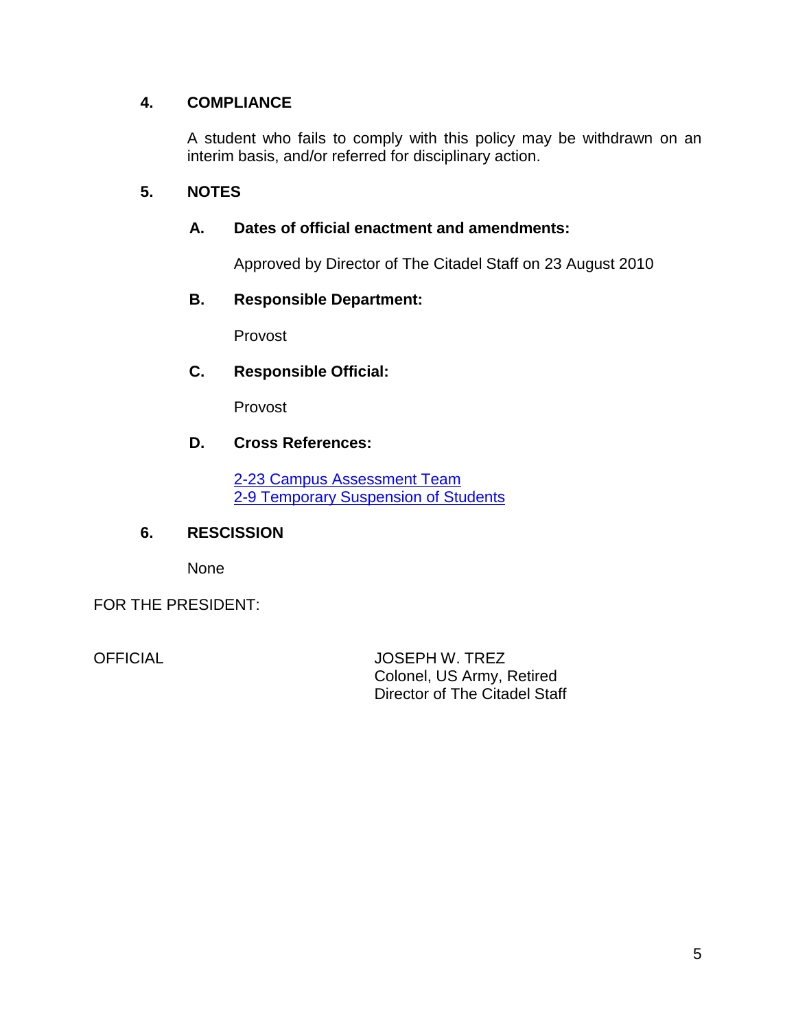## 4. COMPLIANCE

A student who fails to comply with this policy may be withdrawn on an interim basis, and/or referred for disciplinary action.

## 5. NOTES

### A. Dates of official enactment and amendments:

Approved by Director of The Citadel Staff on 23 August 2010

### B. Responsible Department:

Provost

### C. Responsible Official:

Provost

### D. Cross References:

2-23 Campus Assessment Team
2-9 Temporary Suspension of Students

## 6. RESCISSION

None

FOR THE PRESIDENT:

OFFICIAL

JOSEPH W. TREZ
Colonel, US Army, Retired
Director of The Citadel Staff